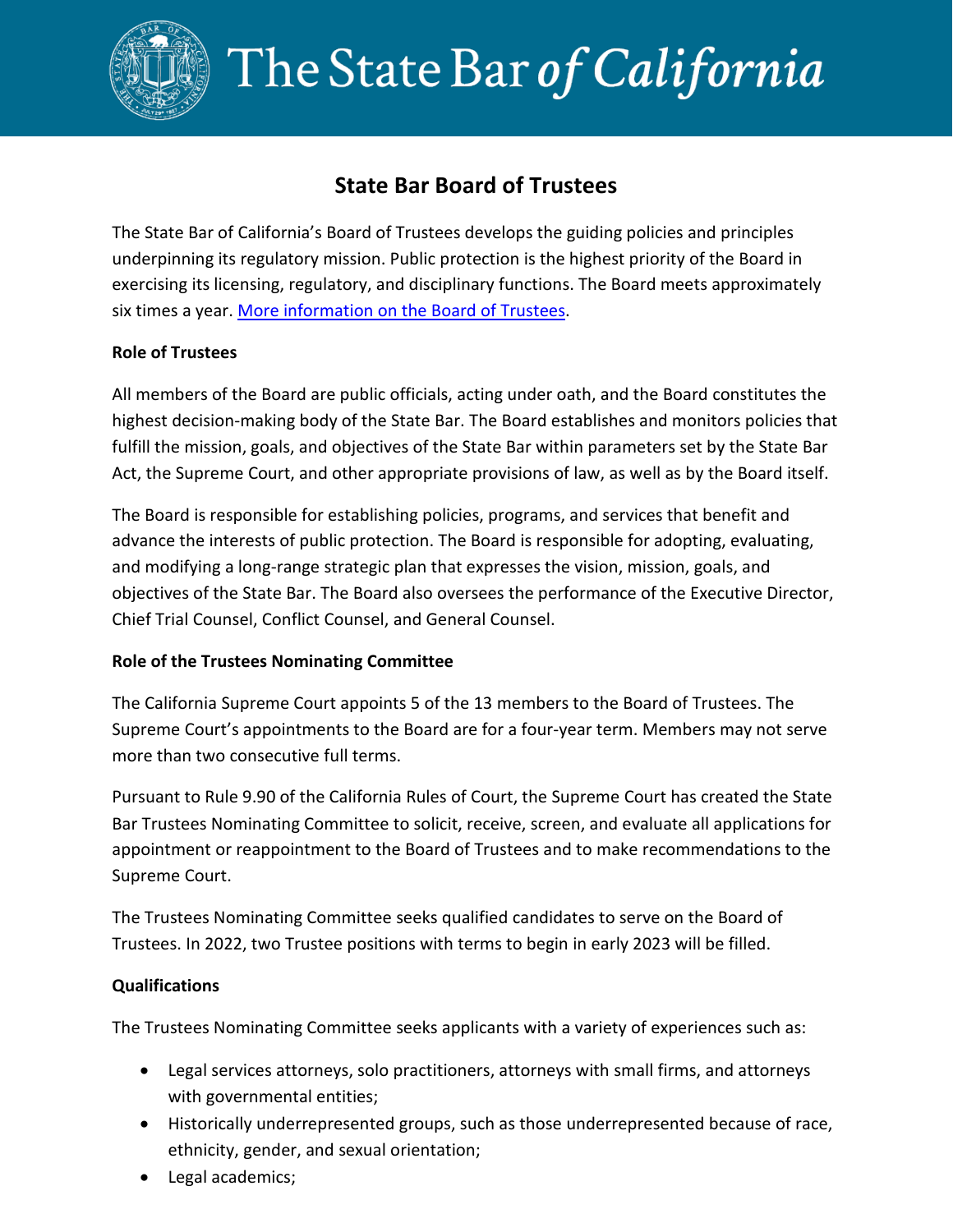The State Bar *of California*

# State Bar Board of Trustees

The State Bar of California's Board of Trustees develops the guiding policies and principles underpinning its regulatory mission. Public protection is the highest priority of the Board in exercising its licensing, regulatory, and disciplinary functions. The Board meets approximately six times a year. [More information on the Board of Trustees](More information on the Board of Trustees).

**Role of Trustees**

All members of the Board are public officials, acting under oath, and the Board constitutes the highest decision-making body of the State Bar. The Board establishes and monitors policies that fulfill the mission, goals, and objectives of the State Bar within parameters set by the State Bar Act, the Supreme Court, and other appropriate provisions of law, as well as by the Board itself.

The Board is responsible for establishing policies, programs, and services that benefit and advance the interests of public protection. The Board is responsible for adopting, evaluating, and modifying a long-range strategic plan that expresses the vision, mission, goals, and objectives of the State Bar. The Board also oversees the performance of the Executive Director, Chief Trial Counsel, Conflict Counsel, and General Counsel.

**Role of the Trustees Nominating Committee**

The California Supreme Court appoints 5 of the 13 members to the Board of Trustees. The Supreme Court's appointments to the Board are for a four-year term. Members may not serve more than two consecutive full terms.

Pursuant to Rule 9.90 of the California Rules of Court, the Supreme Court has created the State Bar Trustees Nominating Committee to solicit, receive, screen, and evaluate all applications for appointment or reappointment to the Board of Trustees and to make recommendations to the Supreme Court.

The Trustees Nominating Committee seeks qualified candidates to serve on the Board of Trustees. In 2022, two Trustee positions with terms to begin in early 2023 will be filled.

**Qualifications**

The Trustees Nominating Committee seeks applicants with a variety of experiences such as:

- Legal services attorneys, solo practitioners, attorneys with small firms, and attorneys with governmental entities;
- Historically underrepresented groups, such as those underrepresented because of race, ethnicity, gender, and sexual orientation;
- Legal academics;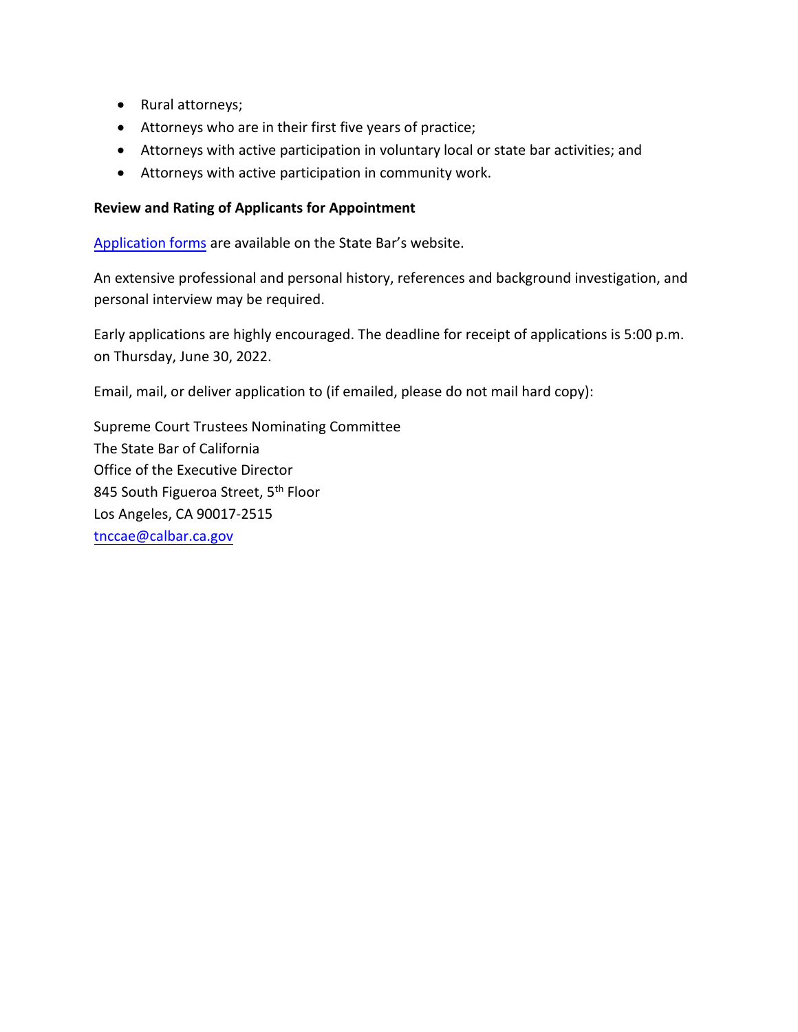- Rural attorneys;
- Attorneys who are in their first five years of practice;
- Attorneys with active participation in voluntary local or state bar activities; and
- Attorneys with active participation in community work.

**Review and Rating of Applicants for Appointment**

Application forms are available on the State Bar's website.

An extensive professional and personal history, references and background investigation, and personal interview may be required.

Early applications are highly encouraged. The deadline for receipt of applications is 5:00 p.m. on Thursday, June 30, 2022.

Email, mail, or deliver application to (if emailed, please do not mail hard copy):

Supreme Court Trustees Nominating Committee  
The State Bar of California  
Office of the Executive Director  
845 South Figueroa Street, 5th Floor  
Los Angeles, CA 90017-2515  
tnccae@calbar.ca.gov